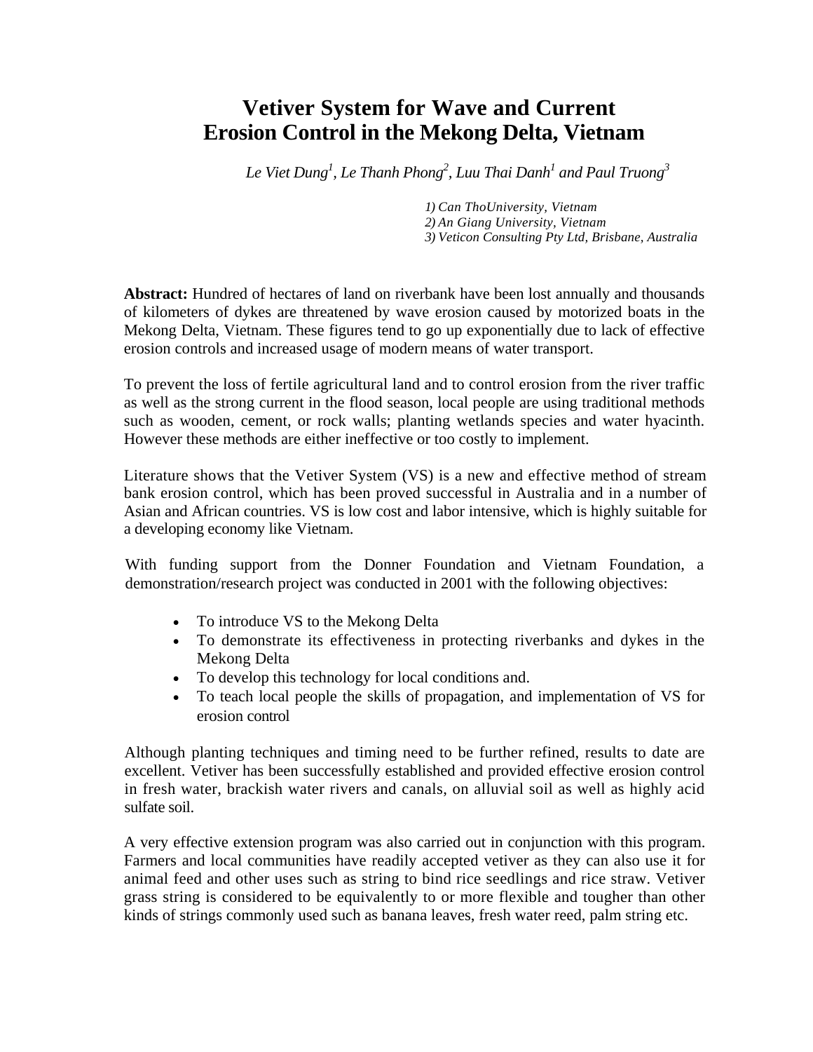# Vetiver System for Wave and Current Erosion Control in the Mekong Delta, Vietnam

*Le Viet Dung[1], Le Thanh Phong[2], Luu Thai Danh[1] and Paul Truong[3]*

*1) Can ThoUniversity, Vietnam*
*2) An Giang University, Vietnam*
*3) Veticon Consulting Pty Ltd, Brisbane, Australia*

**Abstract:** Hundred of hectares of land on riverbank have been lost annually and thousands of kilometers of dykes are threatened by wave erosion caused by motorized boats in the Mekong Delta, Vietnam. These figures tend to go up exponentially due to lack of effective erosion controls and increased usage of modern means of water transport.

To prevent the loss of fertile agricultural land and to control erosion from the river traffic as well as the strong current in the flood season, local people are using traditional methods such as wooden, cement, or rock walls; planting wetlands species and water hyacinth. However these methods are either ineffective or too costly to implement.

Literature shows that the Vetiver System (VS) is a new and effective method of stream bank erosion control, which has been proved successful in Australia and in a number of Asian and African countries. VS is low cost and labor intensive, which is highly suitable for a developing economy like Vietnam.

With funding support from the Donner Foundation and Vietnam Foundation, a demonstration/research project was conducted in 2001 with the following objectives:

- To introduce VS to the Mekong Delta
- To demonstrate its effectiveness in protecting riverbanks and dykes in the Mekong Delta
- To develop this technology for local conditions and.
- To teach local people the skills of propagation, and implementation of VS for erosion control

Although planting techniques and timing need to be further refined, results to date are excellent. Vetiver has been successfully established and provided effective erosion control in fresh water, brackish water rivers and canals, on alluvial soil as well as highly acid sulfate soil.

A very effective extension program was also carried out in conjunction with this program. Farmers and local communities have readily accepted vetiver as they can also use it for animal feed and other uses such as string to bind rice seedlings and rice straw. Vetiver grass string is considered to be equivalently to or more flexible and tougher than other kinds of strings commonly used such as banana leaves, fresh water reed, palm string etc.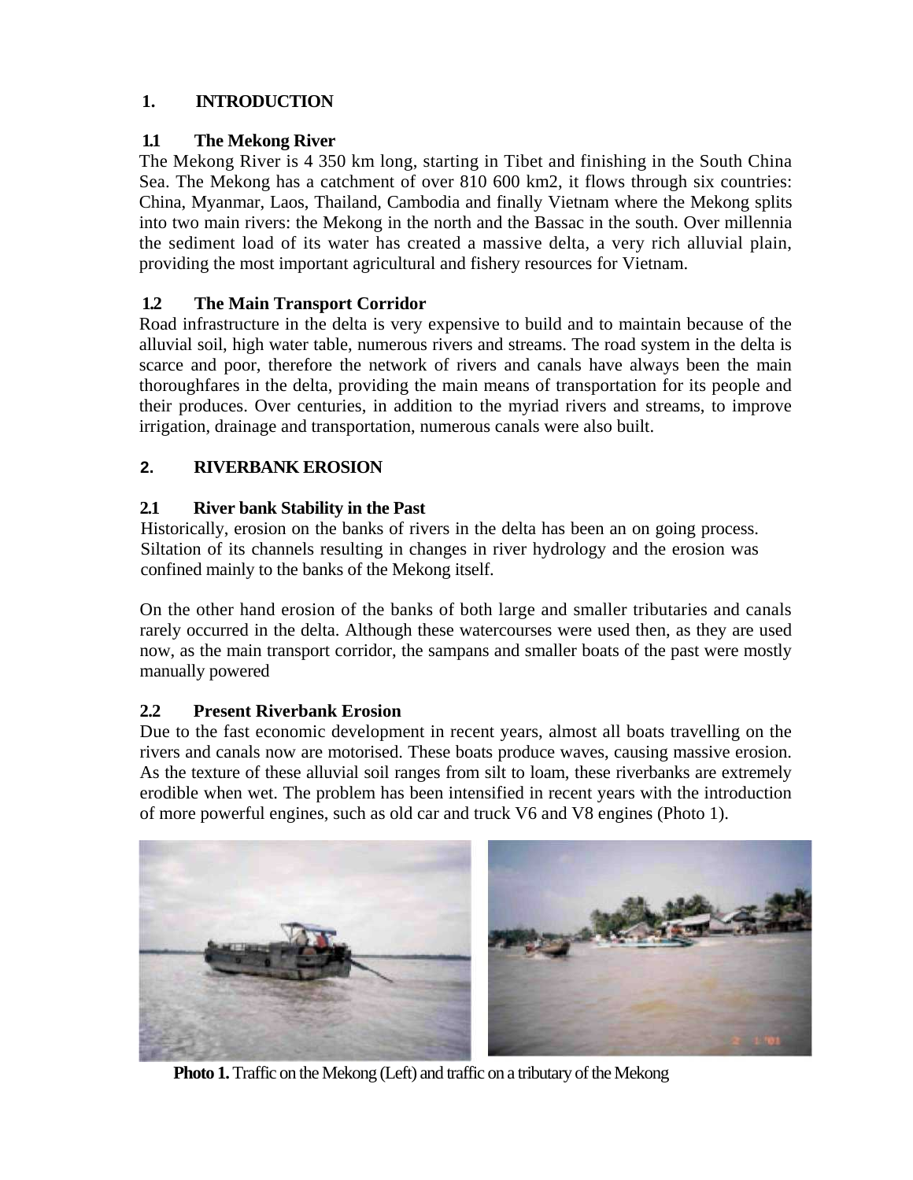# 1. INTRODUCTION

## 1.1 The Mekong River

The Mekong River is 4 350 km long, starting in Tibet and finishing in the South China Sea. The Mekong has a catchment of over 810 600 km2, it flows through six countries: China, Myanmar, Laos, Thailand, Cambodia and finally Vietnam where the Mekong splits into two main rivers: the Mekong in the north and the Bassac in the south. Over millennia the sediment load of its water has created a massive delta, a very rich alluvial plain, providing the most important agricultural and fishery resources for Vietnam.

## 1.2 The Main Transport Corridor

Road infrastructure in the delta is very expensive to build and to maintain because of the alluvial soil, high water table, numerous rivers and streams. The road system in the delta is scarce and poor, therefore the network of rivers and canals have always been the main thoroughfares in the delta, providing the main means of transportation for its people and their produces. Over centuries, in addition to the myriad rivers and streams, to improve irrigation, drainage and transportation, numerous canals were also built.

# 2. RIVERBANK EROSION

## 2.1 River bank Stability in the Past

Historically, erosion on the banks of rivers in the delta has been an on going process. Siltation of its channels resulting in changes in river hydrology and the erosion was confined mainly to the banks of the Mekong itself.

On the other hand erosion of the banks of both large and smaller tributaries and canals rarely occurred in the delta. Although these watercourses were used then, as they are used now, as the main transport corridor, the sampans and smaller boats of the past were mostly manually powered

## 2.2 Present Riverbank Erosion

Due to the fast economic development in recent years, almost all boats travelling on the rivers and canals now are motorised. These boats produce waves, causing massive erosion. As the texture of these alluvial soil ranges from silt to loam, these riverbanks are extremely erodible when wet. The problem has been intensified in recent years with the introduction of more powerful engines, such as old car and truck V6 and V8 engines (Photo 1).

**Photo 1.** Traffic on the Mekong (Left) and traffic on a tributary of the Mekong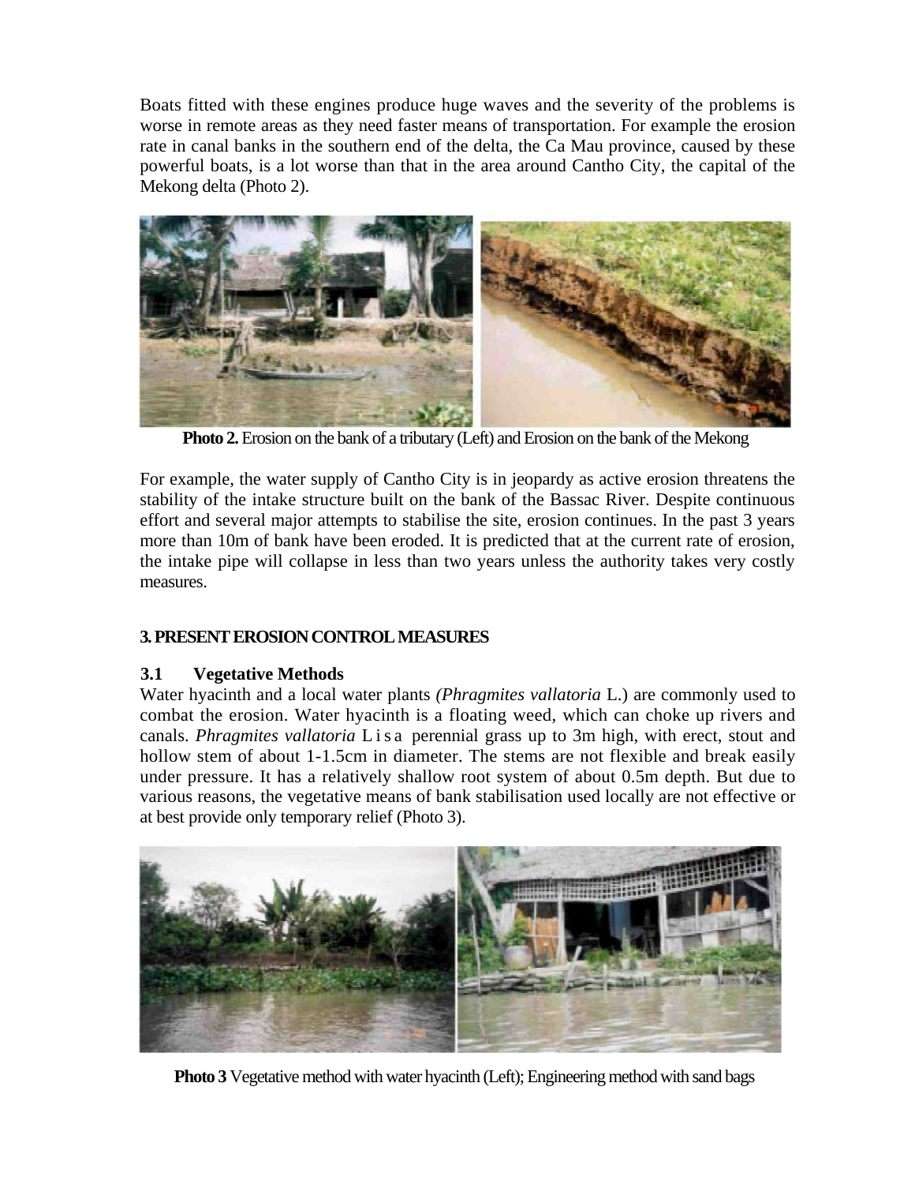Boats fitted with these engines produce huge waves and the severity of the problems is worse in remote areas as they need faster means of transportation. For example the erosion rate in canal banks in the southern end of the delta, the Ca Mau province, caused by these powerful boats, is a lot worse than that in the area around Cantho City, the capital of the Mekong delta (Photo 2).

**Photo 2.** Erosion on the bank of a tributary (Left) and Erosion on the bank of the Mekong

For example, the water supply of Cantho City is in jeopardy as active erosion threatens the stability of the intake structure built on the bank of the Bassac River. Despite continuous effort and several major attempts to stabilise the site, erosion continues. In the past 3 years more than 10m of bank have been eroded. It is predicted that at the current rate of erosion, the intake pipe will collapse in less than two years unless the authority takes very costly measures.

## 3. PRESENT EROSION CONTROL MEASURES

### 3.1 Vegetative Methods

Water hyacinth and a local water plants *(Phragmites vallatoria* L.) are commonly used to combat the erosion. Water hyacinth is a floating weed, which can choke up rivers and canals. *Phragmites vallatoria* L is a perennial grass up to 3m high, with erect, stout and hollow stem of about 1-1.5cm in diameter. The stems are not flexible and break easily under pressure. It has a relatively shallow root system of about 0.5m depth. But due to various reasons, the vegetative means of bank stabilisation used locally are not effective or at best provide only temporary relief (Photo 3).

**Photo 3** Vegetative method with water hyacinth (Left); Engineering method with sand bags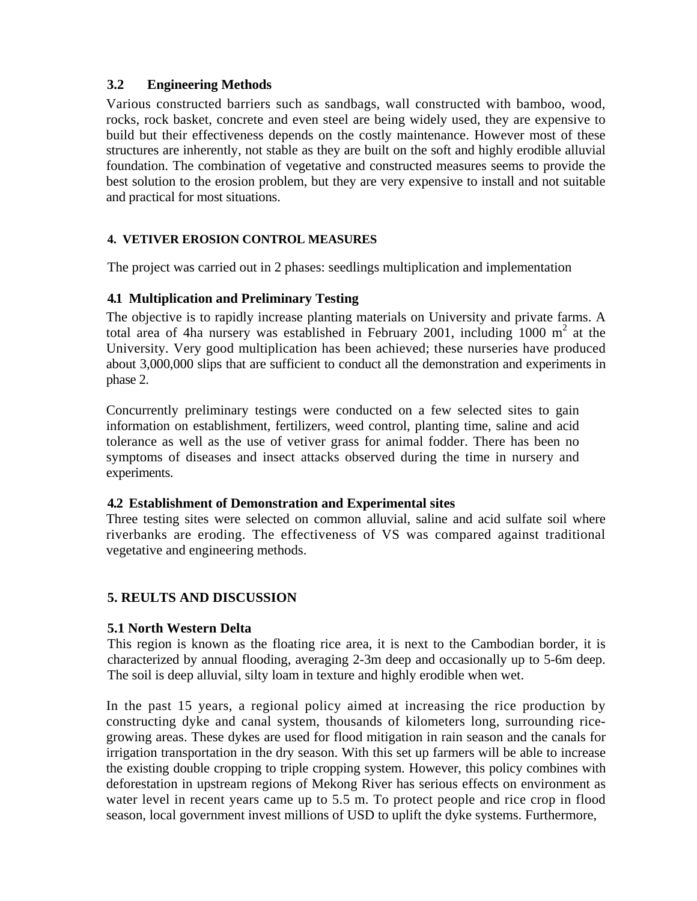### 3.2 Engineering Methods

Various constructed barriers such as sandbags, wall constructed with bamboo, wood, rocks, rock basket, concrete and even steel are being widely used, they are expensive to build but their effectiveness depends on the costly maintenance. However most of these structures are inherently, not stable as they are built on the soft and highly erodible alluvial foundation. The combination of vegetative and constructed measures seems to provide the best solution to the erosion problem, but they are very expensive to install and not suitable and practical for most situations.

## 4. VETIVER EROSION CONTROL MEASURES

The project was carried out in 2 phases: seedlings multiplication and implementation

### 4.1 Multiplication and Preliminary Testing

The objective is to rapidly increase planting materials on University and private farms. A total area of 4ha nursery was established in February 2001, including 1000 $m^2$ at the University. Very good multiplication has been achieved; these nurseries have produced about 3,000,000 slips that are sufficient to conduct all the demonstration and experiments in phase 2.

Concurrently preliminary testings were conducted on a few selected sites to gain information on establishment, fertilizers, weed control, planting time, saline and acid tolerance as well as the use of vetiver grass for animal fodder. There has been no symptoms of diseases and insect attacks observed during the time in nursery and experiments.

### 4.2 Establishment of Demonstration and Experimental sites

Three testing sites were selected on common alluvial, saline and acid sulfate soil where riverbanks are eroding. The effectiveness of VS was compared against traditional vegetative and engineering methods.

## 5. REULTS AND DISCUSSION

### 5.1 North Western Delta

This region is known as the floating rice area, it is next to the Cambodian border, it is characterized by annual flooding, averaging 2-3m deep and occasionally up to 5-6m deep. The soil is deep alluvial, silty loam in texture and highly erodible when wet.

In the past 15 years, a regional policy aimed at increasing the rice production by constructing dyke and canal system, thousands of kilometers long, surrounding rice-growing areas. These dykes are used for flood mitigation in rain season and the canals for irrigation transportation in the dry season. With this set up farmers will be able to increase the existing double cropping to triple cropping system. However, this policy combines with deforestation in upstream regions of Mekong River has serious effects on environment as water level in recent years came up to 5.5 m. To protect people and rice crop in flood season, local government invest millions of USD to uplift the dyke systems. Furthermore,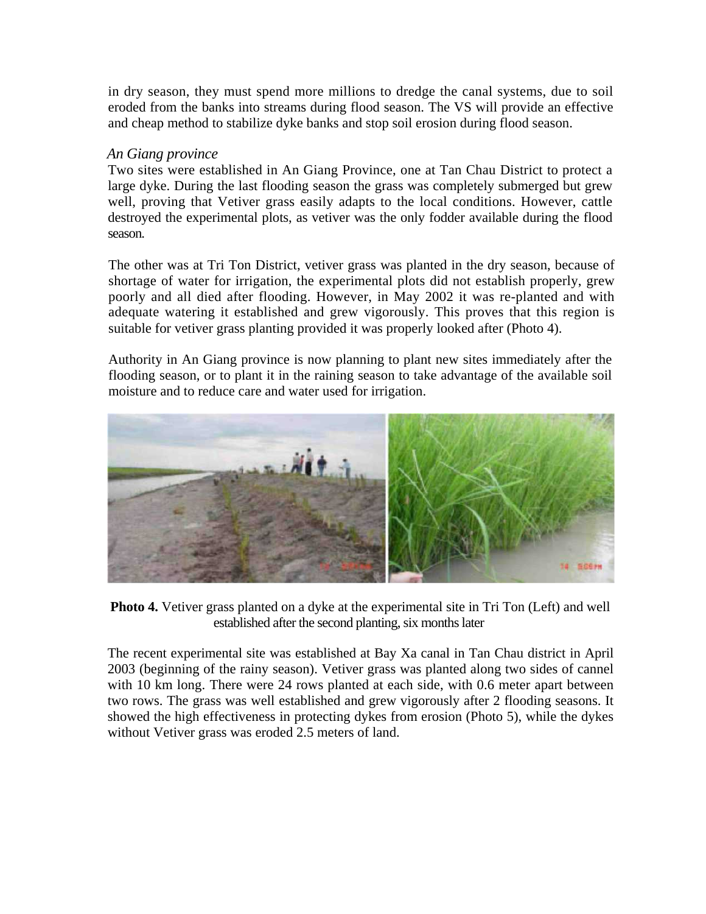in dry season, they must spend more millions to dredge the canal systems, due to soil eroded from the banks into streams during flood season. The VS will provide an effective and cheap method to stabilize dyke banks and stop soil erosion during flood season.

*An Giang province*

Two sites were established in An Giang Province, one at Tan Chau District to protect a large dyke. During the last flooding season the grass was completely submerged but grew well, proving that Vetiver grass easily adapts to the local conditions. However, cattle destroyed the experimental plots, as vetiver was the only fodder available during the flood season.

The other was at Tri Ton District, vetiver grass was planted in the dry season, because of shortage of water for irrigation, the experimental plots did not establish properly, grew poorly and all died after flooding. However, in May 2002 it was re-planted and with adequate watering it established and grew vigorously. This proves that this region is suitable for vetiver grass planting provided it was properly looked after (Photo 4).

Authority in An Giang province is now planning to plant new sites immediately after the flooding season, or to plant it in the raining season to take advantage of the available soil moisture and to reduce care and water used for irrigation.

**Photo 4.** Vetiver grass planted on a dyke at the experimental site in Tri Ton (Left) and well established after the second planting, six months later

The recent experimental site was established at Bay Xa canal in Tan Chau district in April 2003 (beginning of the rainy season). Vetiver grass was planted along two sides of cannel with 10 km long. There were 24 rows planted at each side, with 0.6 meter apart between two rows. The grass was well established and grew vigorously after 2 flooding seasons. It showed the high effectiveness in protecting dykes from erosion (Photo 5), while the dykes without Vetiver grass was eroded 2.5 meters of land.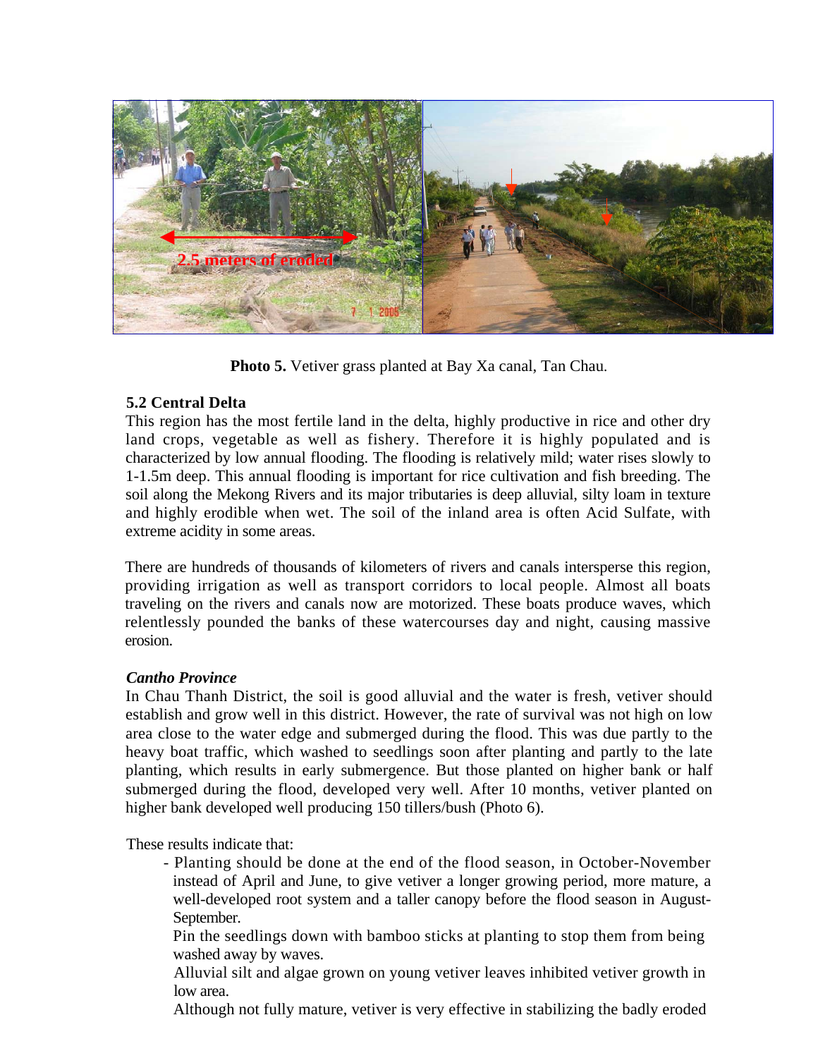**Photo 5.** Vetiver grass planted at Bay Xa canal, Tan Chau.

### 5.2 Central Delta

This region has the most fertile land in the delta, highly productive in rice and other dry land crops, vegetable as well as fishery. Therefore it is highly populated and is characterized by low annual flooding. The flooding is relatively mild; water rises slowly to 1-1.5m deep. This annual flooding is important for rice cultivation and fish breeding. The soil along the Mekong Rivers and its major tributaries is deep alluvial, silty loam in texture and highly erodible when wet. The soil of the inland area is often Acid Sulfate, with extreme acidity in some areas.

There are hundreds of thousands of kilometers of rivers and canals intersperse this region, providing irrigation as well as transport corridors to local people. Almost all boats traveling on the rivers and canals now are motorized. These boats produce waves, which relentlessly pounded the banks of these watercourses day and night, causing massive erosion.

***Cantho Province***

In Chau Thanh District, the soil is good alluvial and the water is fresh, vetiver should establish and grow well in this district. However, the rate of survival was not high on low area close to the water edge and submerged during the flood. This was due partly to the heavy boat traffic, which washed to seedlings soon after planting and partly to the late planting, which results in early submergence. But those planted on higher bank or half submerged during the flood, developed very well. After 10 months, vetiver planted on higher bank developed well producing 150 tillers/bush (Photo 6).

These results indicate that:

- Planting should be done at the end of the flood season, in October-November instead of April and June, to give vetiver a longer growing period, more mature, a well-developed root system and a taller canopy before the flood season in August-September.
- Pin the seedlings down with bamboo sticks at planting to stop them from being washed away by waves.
- Alluvial silt and algae grown on young vetiver leaves inhibited vetiver growth in low area.
- Although not fully mature, vetiver is very effective in stabilizing the badly eroded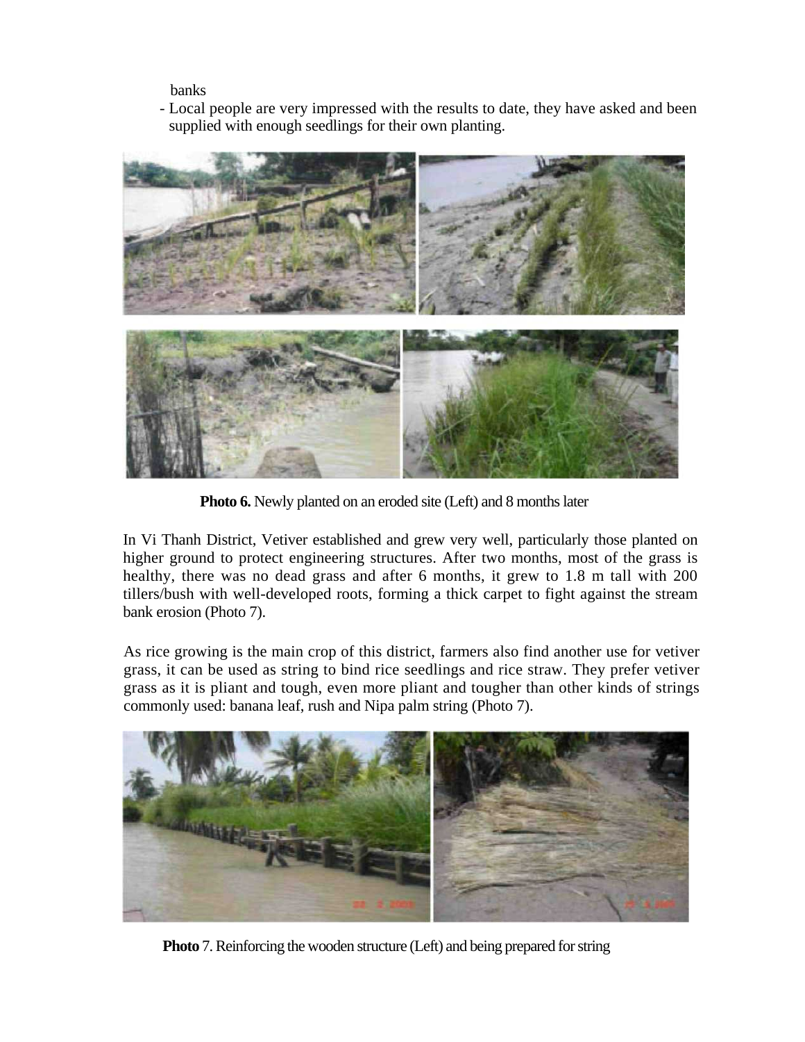banks

- Local people are very impressed with the results to date, they have asked and been supplied with enough seedlings for their own planting.

**Photo 6.** Newly planted on an eroded site (Left) and 8 months later

In Vi Thanh District, Vetiver established and grew very well, particularly those planted on higher ground to protect engineering structures. After two months, most of the grass is healthy, there was no dead grass and after 6 months, it grew to 1.8 m tall with 200 tillers/bush with well-developed roots, forming a thick carpet to fight against the stream bank erosion (Photo 7).

As rice growing is the main crop of this district, farmers also find another use for vetiver grass, it can be used as string to bind rice seedlings and rice straw. They prefer vetiver grass as it is pliant and tough, even more pliant and tougher than other kinds of strings commonly used: banana leaf, rush and Nipa palm string (Photo 7).

**Photo** 7. Reinforcing the wooden structure (Left) and being prepared for string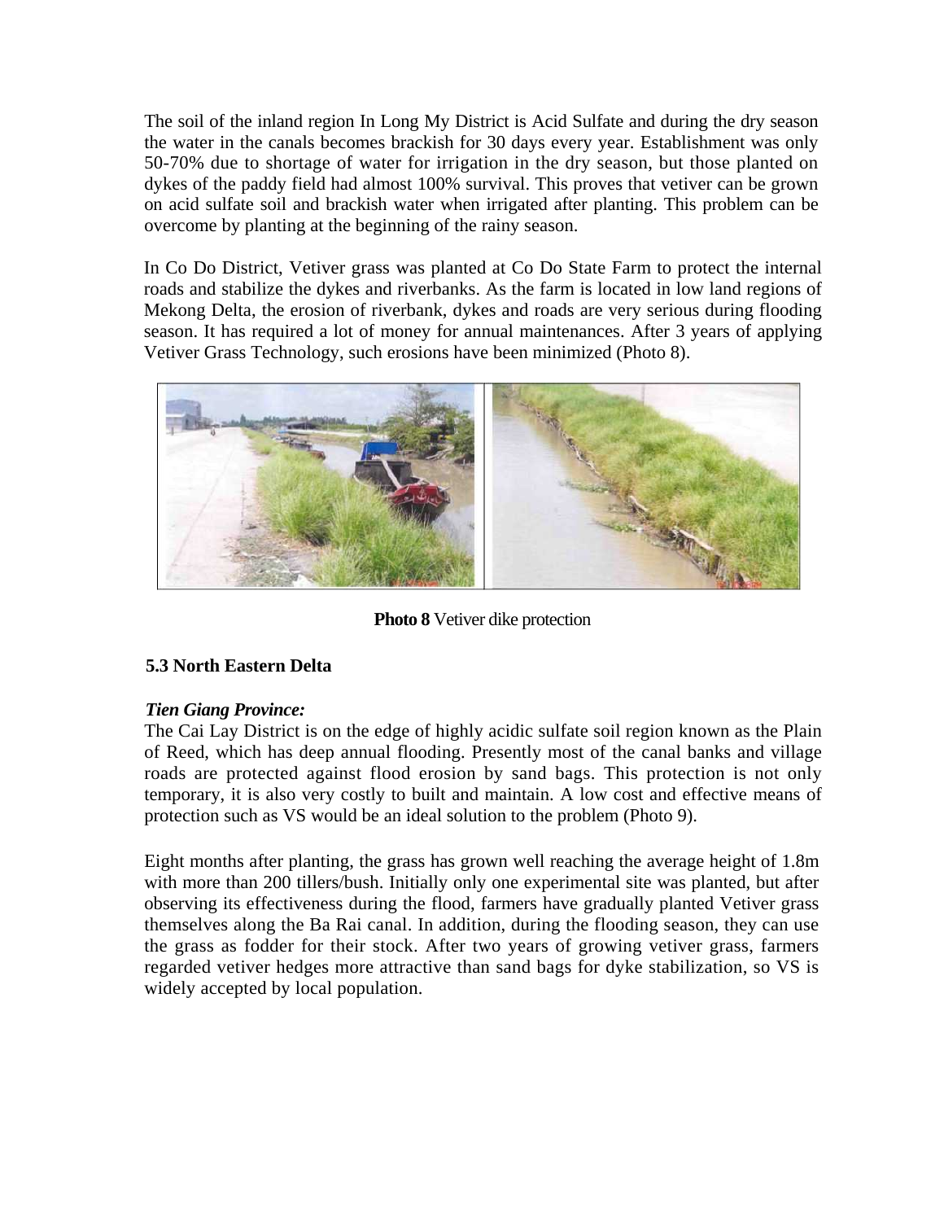The soil of the inland region In Long My District is Acid Sulfate and during the dry season the water in the canals becomes brackish for 30 days every year. Establishment was only 50-70% due to shortage of water for irrigation in the dry season, but those planted on dykes of the paddy field had almost 100% survival. This proves that vetiver can be grown on acid sulfate soil and brackish water when irrigated after planting. This problem can be overcome by planting at the beginning of the rainy season.

In Co Do District, Vetiver grass was planted at Co Do State Farm to protect the internal roads and stabilize the dykes and riverbanks. As the farm is located in low land regions of Mekong Delta, the erosion of riverbank, dykes and roads are very serious during flooding season. It has required a lot of money for annual maintenances. After 3 years of applying Vetiver Grass Technology, such erosions have been minimized (Photo 8).

**Photo 8** Vetiver dike protection

### 5.3 North Eastern Delta

***Tien Giang Province:***

The Cai Lay District is on the edge of highly acidic sulfate soil region known as the Plain of Reed, which has deep annual flooding. Presently most of the canal banks and village roads are protected against flood erosion by sand bags. This protection is not only temporary, it is also very costly to built and maintain. A low cost and effective means of protection such as VS would be an ideal solution to the problem (Photo 9).

Eight months after planting, the grass has grown well reaching the average height of 1.8m with more than 200 tillers/bush. Initially only one experimental site was planted, but after observing its effectiveness during the flood, farmers have gradually planted Vetiver grass themselves along the Ba Rai canal. In addition, during the flooding season, they can use the grass as fodder for their stock. After two years of growing vetiver grass, farmers regarded vetiver hedges more attractive than sand bags for dyke stabilization, so VS is widely accepted by local population.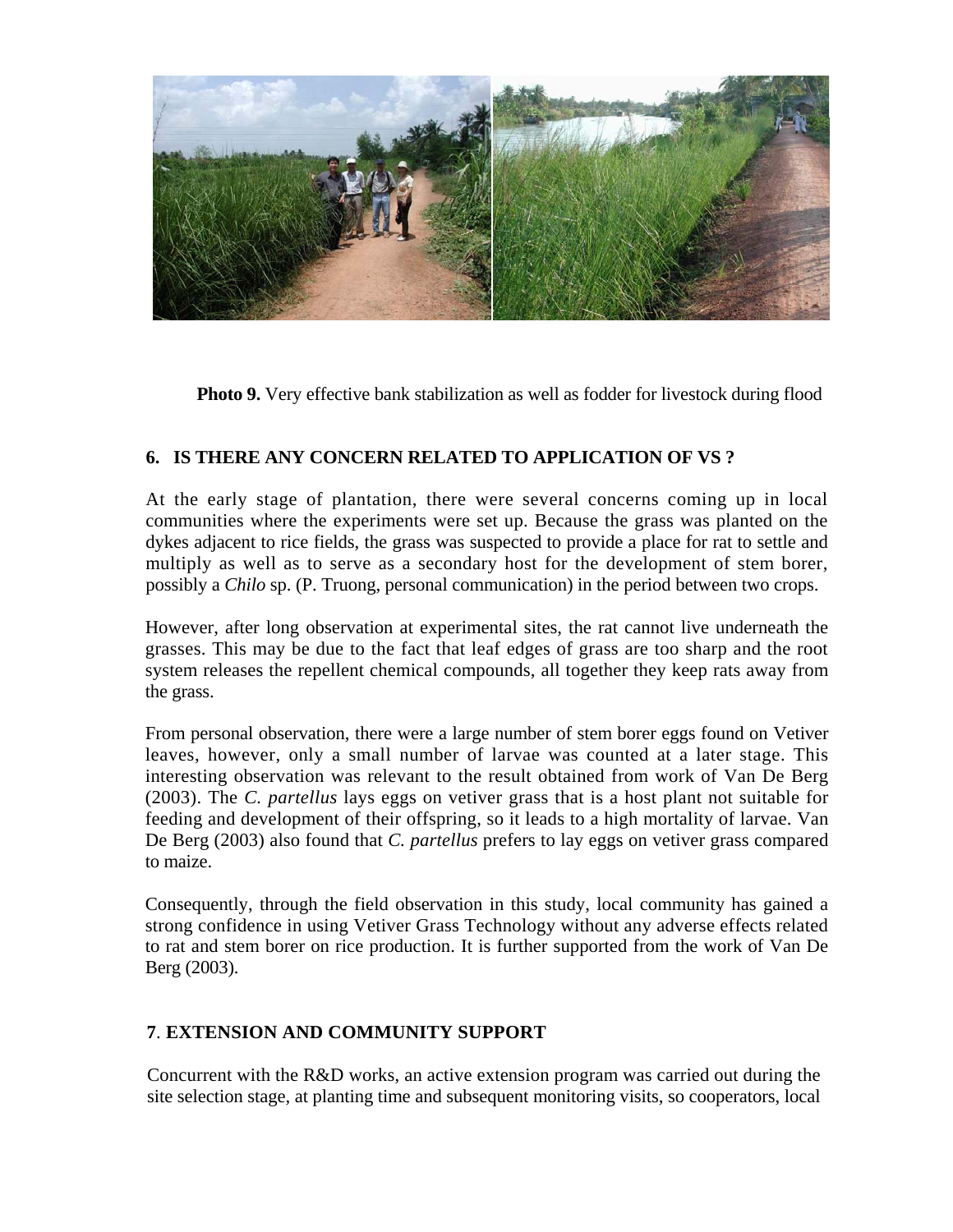**Photo 9.** Very effective bank stabilization as well as fodder for livestock during flood

## 6. IS THERE ANY CONCERN RELATED TO APPLICATION OF VS ?

At the early stage of plantation, there were several concerns coming up in local communities where the experiments were set up. Because the grass was planted on the dykes adjacent to rice fields, the grass was suspected to provide a place for rat to settle and multiply as well as to serve as a secondary host for the development of stem borer, possibly a *Chilo* sp. (P. Truong, personal communication) in the period between two crops.

However, after long observation at experimental sites, the rat cannot live underneath the grasses. This may be due to the fact that leaf edges of grass are too sharp and the root system releases the repellent chemical compounds, all together they keep rats away from the grass.

From personal observation, there were a large number of stem borer eggs found on Vetiver leaves, however, only a small number of larvae was counted at a later stage. This interesting observation was relevant to the result obtained from work of Van De Berg (2003). The *C. partellus* lays eggs on vetiver grass that is a host plant not suitable for feeding and development of their offspring, so it leads to a high mortality of larvae. Van De Berg (2003) also found that *C. partellus* prefers to lay eggs on vetiver grass compared to maize.

Consequently, through the field observation in this study, local community has gained a strong confidence in using Vetiver Grass Technology without any adverse effects related to rat and stem borer on rice production. It is further supported from the work of Van De Berg (2003).

## 7. EXTENSION AND COMMUNITY SUPPORT

Concurrent with the R&D works, an active extension program was carried out during the site selection stage, at planting time and subsequent monitoring visits, so cooperators, local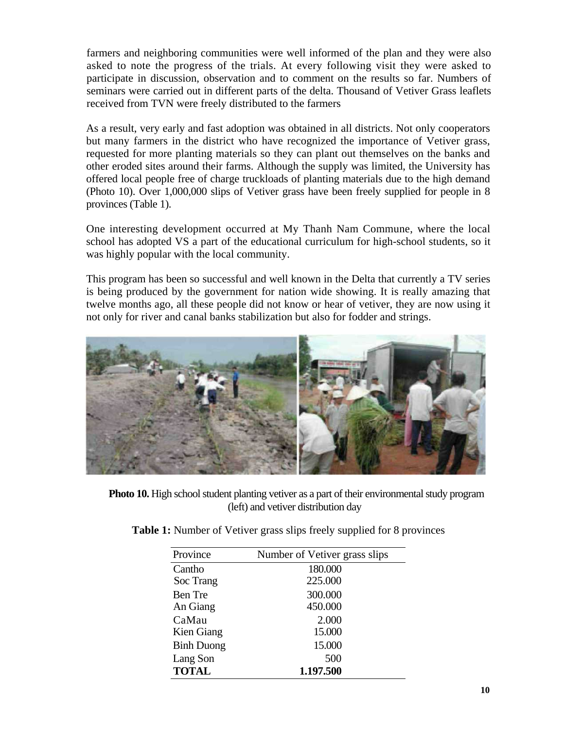farmers and neighboring communities were well informed of the plan and they were also asked to note the progress of the trials. At every following visit they were asked to participate in discussion, observation and to comment on the results so far. Numbers of seminars were carried out in different parts of the delta. Thousand of Vetiver Grass leaflets received from TVN were freely distributed to the farmers

As a result, very early and fast adoption was obtained in all districts. Not only cooperators but many farmers in the district who have recognized the importance of Vetiver grass, requested for more planting materials so they can plant out themselves on the banks and other eroded sites around their farms. Although the supply was limited, the University has offered local people free of charge truckloads of planting materials due to the high demand (Photo 10). Over 1,000,000 slips of Vetiver grass have been freely supplied for people in 8 provinces (Table 1).

One interesting development occurred at My Thanh Nam Commune, where the local school has adopted VS a part of the educational curriculum for high-school students, so it was highly popular with the local community.

This program has been so successful and well known in the Delta that currently a TV series is being produced by the government for nation wide showing. It is really amazing that twelve months ago, all these people did not know or hear of vetiver, they are now using it not only for river and canal banks stabilization but also for fodder and strings.

**Photo 10.** High school student planting vetiver as a part of their environmental study program (left) and vetiver distribution day

**Table 1:** Number of Vetiver grass slips freely supplied for 8 provinces

| Province | Number of Vetiver grass slips |
|---|---|
| Cantho | 180.000 |
| Soc Trang | 225.000 |
| Ben Tre | 300.000 |
| An Giang | 450.000 |
| CaMau | 2.000 |
| Kien Giang | 15.000 |
| Binh Duong | 15.000 |
| Lang Son | 500 |
| **TOTAL** | **1.197.500** |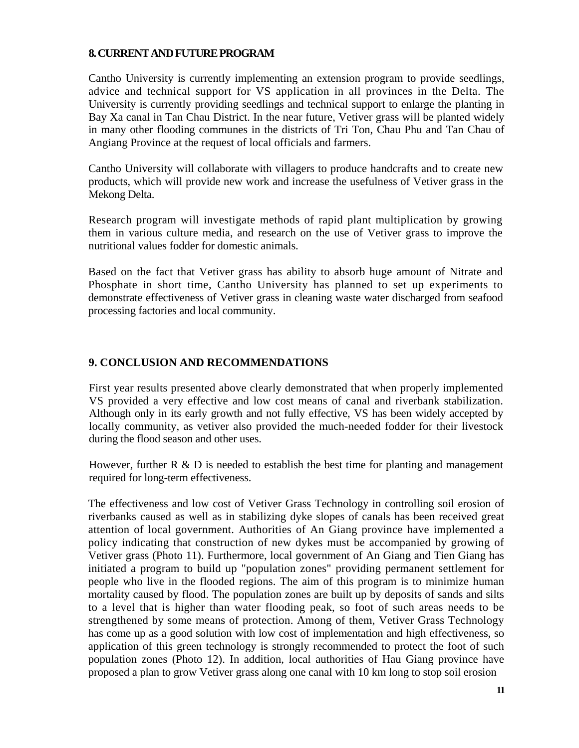## 8. CURRENT AND FUTURE PROGRAM

Cantho University is currently implementing an extension program to provide seedlings, advice and technical support for VS application in all provinces in the Delta. The University is currently providing seedlings and technical support to enlarge the planting in Bay Xa canal in Tan Chau District. In the near future, Vetiver grass will be planted widely in many other flooding communes in the districts of Tri Ton, Chau Phu and Tan Chau of Angiang Province at the request of local officials and farmers.

Cantho University will collaborate with villagers to produce handcrafts and to create new products, which will provide new work and increase the usefulness of Vetiver grass in the Mekong Delta.

Research program will investigate methods of rapid plant multiplication by growing them in various culture media, and research on the use of Vetiver grass to improve the nutritional values fodder for domestic animals.

Based on the fact that Vetiver grass has ability to absorb huge amount of Nitrate and Phosphate in short time, Cantho University has planned to set up experiments to demonstrate effectiveness of Vetiver grass in cleaning waste water discharged from seafood processing factories and local community.

## 9. CONCLUSION AND RECOMMENDATIONS

First year results presented above clearly demonstrated that when properly implemented VS provided a very effective and low cost means of canal and riverbank stabilization. Although only in its early growth and not fully effective, VS has been widely accepted by locally community, as vetiver also provided the much-needed fodder for their livestock during the flood season and other uses.

However, further R & D is needed to establish the best time for planting and management required for long-term effectiveness.

The effectiveness and low cost of Vetiver Grass Technology in controlling soil erosion of riverbanks caused as well as in stabilizing dyke slopes of canals has been received great attention of local government. Authorities of An Giang province have implemented a policy indicating that construction of new dykes must be accompanied by growing of Vetiver grass (Photo 11). Furthermore, local government of An Giang and Tien Giang has initiated a program to build up "population zones" providing permanent settlement for people who live in the flooded regions. The aim of this program is to minimize human mortality caused by flood. The population zones are built up by deposits of sands and silts to a level that is higher than water flooding peak, so foot of such areas needs to be strengthened by some means of protection. Among of them, Vetiver Grass Technology has come up as a good solution with low cost of implementation and high effectiveness, so application of this green technology is strongly recommended to protect the foot of such population zones (Photo 12). In addition, local authorities of Hau Giang province have proposed a plan to grow Vetiver grass along one canal with 10 km long to stop soil erosion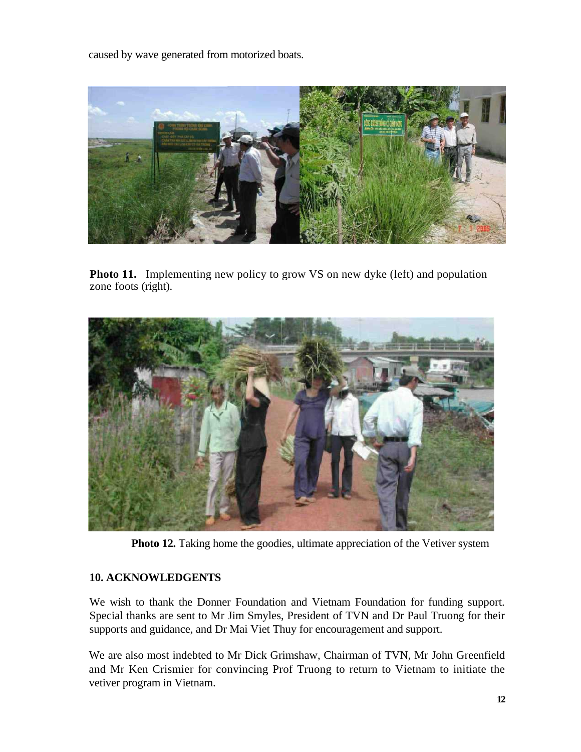caused by wave generated from motorized boats.

**Photo 11.** Implementing new policy to grow VS on new dyke (left) and population zone foots (right).

**Photo 12.** Taking home the goodies, ultimate appreciation of the Vetiver system

## 10. ACKNOWLEDGENTS

We wish to thank the Donner Foundation and Vietnam Foundation for funding support. Special thanks are sent to Mr Jim Smyles, President of TVN and Dr Paul Truong for their supports and guidance, and Dr Mai Viet Thuy for encouragement and support.

We are also most indebted to Mr Dick Grimshaw, Chairman of TVN, Mr John Greenfield and Mr Ken Crismier for convincing Prof Truong to return to Vietnam to initiate the vetiver program in Vietnam.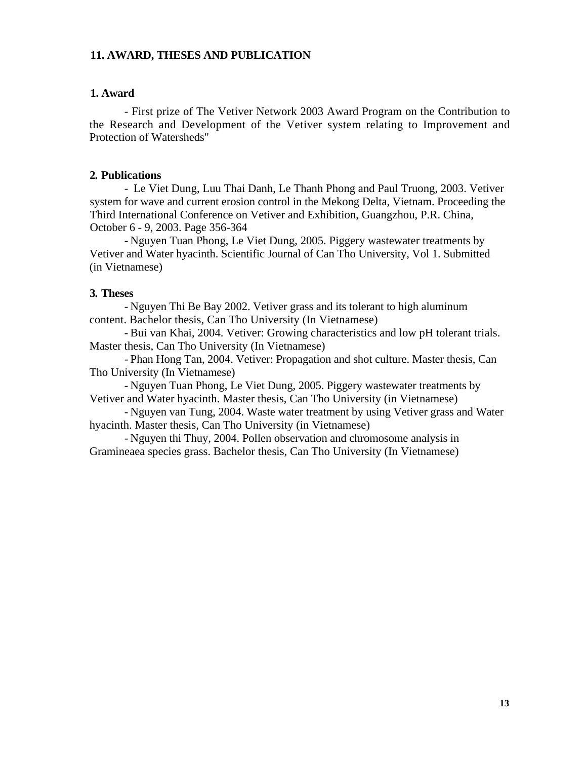## 11. AWARD, THESES AND PUBLICATION

### 1. Award

- First prize of The Vetiver Network 2003 Award Program on the Contribution to the Research and Development of the Vetiver system relating to Improvement and Protection of Watersheds"

### 2. Publications

- Le Viet Dung, Luu Thai Danh, Le Thanh Phong and Paul Truong, 2003. Vetiver system for wave and current erosion control in the Mekong Delta, Vietnam. Proceeding the Third International Conference on Vetiver and Exhibition, Guangzhou, P.R. China, October 6 - 9, 2003. Page 356-364
- Nguyen Tuan Phong, Le Viet Dung, 2005. Piggery wastewater treatments by Vetiver and Water hyacinth. Scientific Journal of Can Tho University, Vol 1. Submitted (in Vietnamese)

### 3. Theses

- Nguyen Thi Be Bay 2002. Vetiver grass and its tolerant to high aluminum content. Bachelor thesis, Can Tho University (In Vietnamese)
- Bui van Khai, 2004. Vetiver: Growing characteristics and low pH tolerant trials. Master thesis, Can Tho University (In Vietnamese)
- Phan Hong Tan, 2004. Vetiver: Propagation and shot culture. Master thesis, Can Tho University (In Vietnamese)
- Nguyen Tuan Phong, Le Viet Dung, 2005. Piggery wastewater treatments by Vetiver and Water hyacinth. Master thesis, Can Tho University (in Vietnamese)
- Nguyen van Tung, 2004. Waste water treatment by using Vetiver grass and Water hyacinth. Master thesis, Can Tho University (in Vietnamese)
- Nguyen thi Thuy, 2004. Pollen observation and chromosome analysis in Gramineaea species grass. Bachelor thesis, Can Tho University (In Vietnamese)